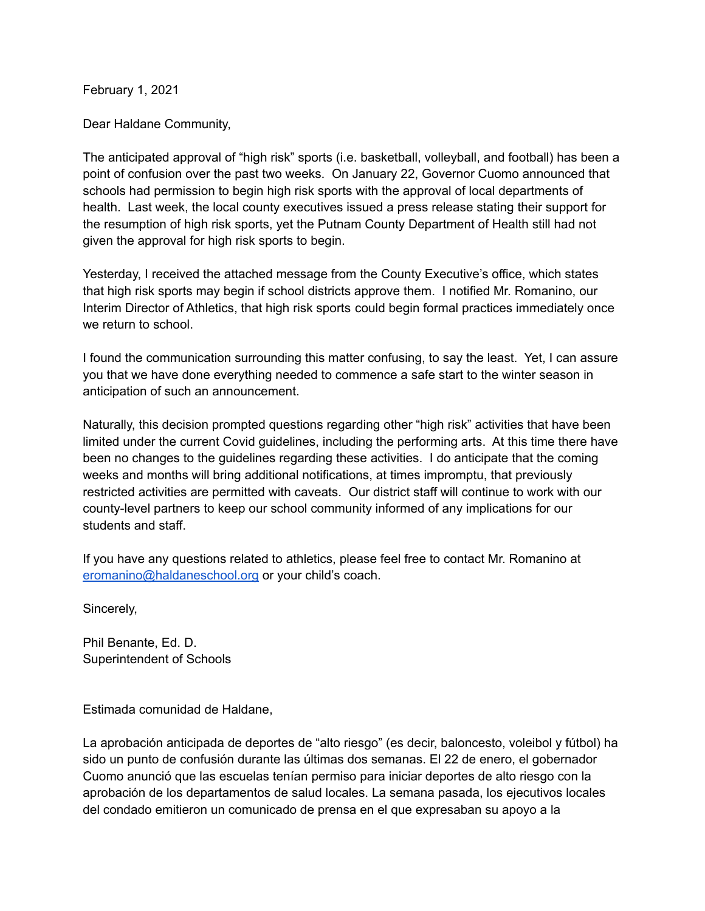February 1, 2021

Dear Haldane Community,

The anticipated approval of "high risk" sports (i.e. basketball, volleyball, and football) has been a point of confusion over the past two weeks. On January 22, Governor Cuomo announced that schools had permission to begin high risk sports with the approval of local departments of health. Last week, the local county executives issued a press release stating their support for the resumption of high risk sports, yet the Putnam County Department of Health still had not given the approval for high risk sports to begin.

Yesterday, I received the attached message from the County Executive's office, which states that high risk sports may begin if school districts approve them. I notified Mr. Romanino, our Interim Director of Athletics, that high risk sports could begin formal practices immediately once we return to school.

I found the communication surrounding this matter confusing, to say the least. Yet, I can assure you that we have done everything needed to commence a safe start to the winter season in anticipation of such an announcement.

Naturally, this decision prompted questions regarding other "high risk" activities that have been limited under the current Covid guidelines, including the performing arts. At this time there have been no changes to the guidelines regarding these activities. I do anticipate that the coming weeks and months will bring additional notifications, at times impromptu, that previously restricted activities are permitted with caveats. Our district staff will continue to work with our county-level partners to keep our school community informed of any implications for our students and staff.

If you have any questions related to athletics, please feel free to contact Mr. Romanino at [eromanino@haldaneschool.org](mailto:eromanino@haldaneschool.org) or your child's coach.

Sincerely,

Phil Benante, Ed. D.
Superintendent of Schools

Estimada comunidad de Haldane,

La aprobación anticipada de deportes de "alto riesgo" (es decir, baloncesto, voleibol y fútbol) ha sido un punto de confusión durante las últimas dos semanas. El 22 de enero, el gobernador Cuomo anunció que las escuelas tenían permiso para iniciar deportes de alto riesgo con la aprobación de los departamentos de salud locales. La semana pasada, los ejecutivos locales del condado emitieron un comunicado de prensa en el que expresaban su apoyo a la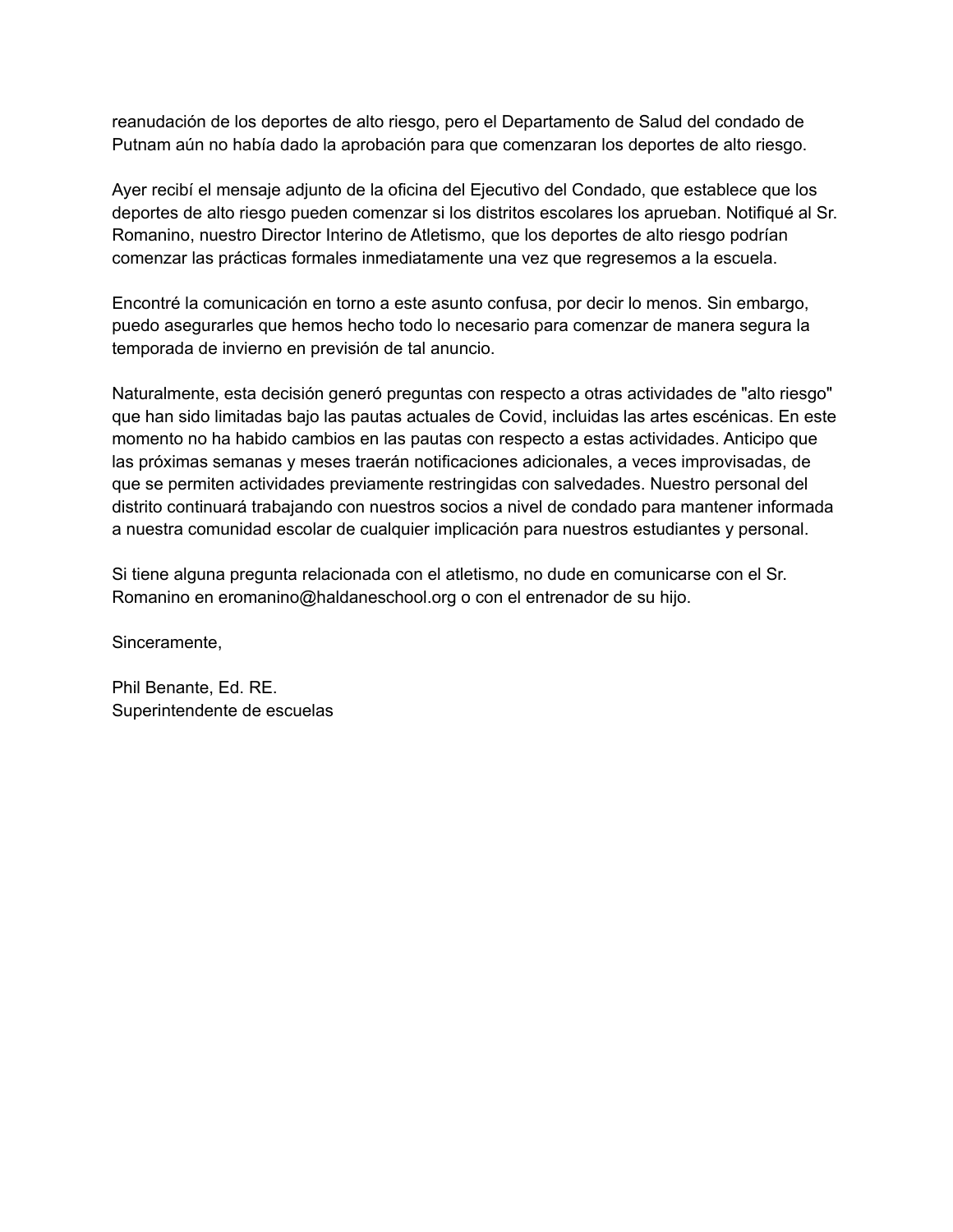reanudación de los deportes de alto riesgo, pero el Departamento de Salud del condado de Putnam aún no había dado la aprobación para que comenzaran los deportes de alto riesgo.

Ayer recibí el mensaje adjunto de la oficina del Ejecutivo del Condado, que establece que los deportes de alto riesgo pueden comenzar si los distritos escolares los aprueban. Notifiqué al Sr. Romanino, nuestro Director Interino de Atletismo, que los deportes de alto riesgo podrían comenzar las prácticas formales inmediatamente una vez que regresemos a la escuela.

Encontré la comunicación en torno a este asunto confusa, por decir lo menos. Sin embargo, puedo asegurarles que hemos hecho todo lo necesario para comenzar de manera segura la temporada de invierno en previsión de tal anuncio.

Naturalmente, esta decisión generó preguntas con respecto a otras actividades de "alto riesgo" que han sido limitadas bajo las pautas actuales de Covid, incluidas las artes escénicas. En este momento no ha habido cambios en las pautas con respecto a estas actividades. Anticipo que las próximas semanas y meses traerán notificaciones adicionales, a veces improvisadas, de que se permiten actividades previamente restringidas con salvedades. Nuestro personal del distrito continuará trabajando con nuestros socios a nivel de condado para mantener informada a nuestra comunidad escolar de cualquier implicación para nuestros estudiantes y personal.

Si tiene alguna pregunta relacionada con el atletismo, no dude en comunicarse con el Sr. Romanino en eromanino@haldaneschool.org o con el entrenador de su hijo.

Sinceramente,

Phil Benante, Ed. RE.
Superintendente de escuelas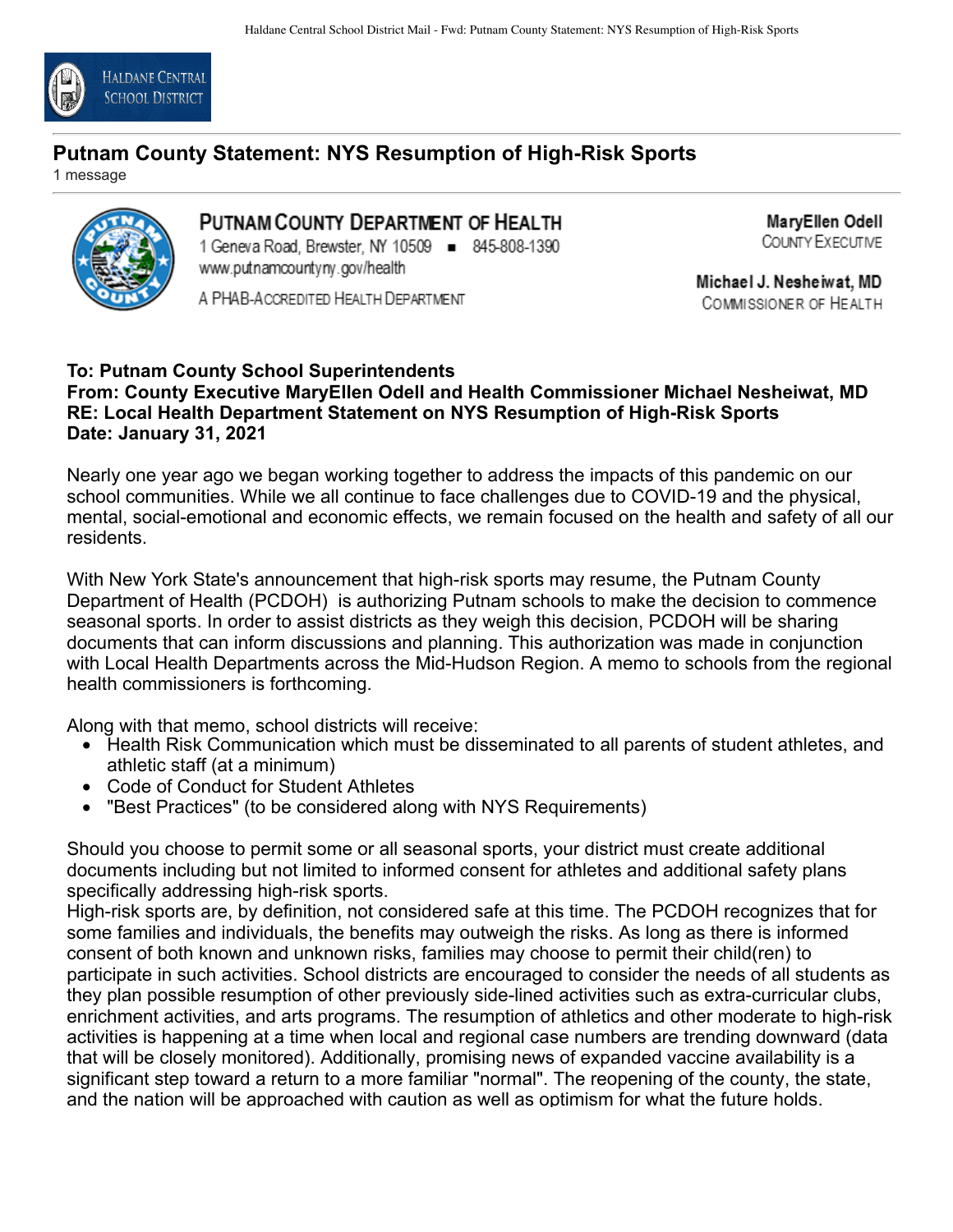**HALDANE CENTRAL SCHOOL DISTRICT**

## Putnam County Statement: NYS Resumption of High-Risk Sports

1 message

**PUTNAM COUNTY DEPARTMENT OF HEALTH**
1 Geneva Road, Brewster, NY 10509 ▪ 845-808-1390
www.putnamcountyny.gov/health
A PHAB-ACCREDITED HEALTH DEPARTMENT

**MaryEllen Odell**
COUNTY EXECUTIVE

**Michael J. Nesheiwat, MD**
COMMISSIONER OF HEALTH

**To: Putnam County School Superintendents**
**From: County Executive MaryEllen Odell and Health Commissioner Michael Nesheiwat, MD**
**RE: Local Health Department Statement on NYS Resumption of High-Risk Sports**
**Date: January 31, 2021**

Nearly one year ago we began working together to address the impacts of this pandemic on our school communities. While we all continue to face challenges due to COVID-19 and the physical, mental, social-emotional and economic effects, we remain focused on the health and safety of all our residents.

With New York State's announcement that high-risk sports may resume, the Putnam County Department of Health (PCDOH) is authorizing Putnam schools to make the decision to commence seasonal sports. In order to assist districts as they weigh this decision, PCDOH will be sharing documents that can inform discussions and planning. This authorization was made in conjunction with Local Health Departments across the Mid-Hudson Region. A memo to schools from the regional health commissioners is forthcoming.

Along with that memo, school districts will receive:

- Health Risk Communication which must be disseminated to all parents of student athletes, and athletic staff (at a minimum)
- Code of Conduct for Student Athletes
- "Best Practices" (to be considered along with NYS Requirements)

Should you choose to permit some or all seasonal sports, your district must create additional documents including but not limited to informed consent for athletes and additional safety plans specifically addressing high-risk sports.
High-risk sports are, by definition, not considered safe at this time. The PCDOH recognizes that for some families and individuals, the benefits may outweigh the risks. As long as there is informed consent of both known and unknown risks, families may choose to permit their child(ren) to participate in such activities. School districts are encouraged to consider the needs of all students as they plan possible resumption of other previously side-lined activities such as extra-curricular clubs, enrichment activities, and arts programs. The resumption of athletics and other moderate to high-risk activities is happening at a time when local and regional case numbers are trending downward (data that will be closely monitored). Additionally, promising news of expanded vaccine availability is a significant step toward a return to a more familiar "normal". The reopening of the county, the state, and the nation will be approached with caution as well as optimism for what the future holds.